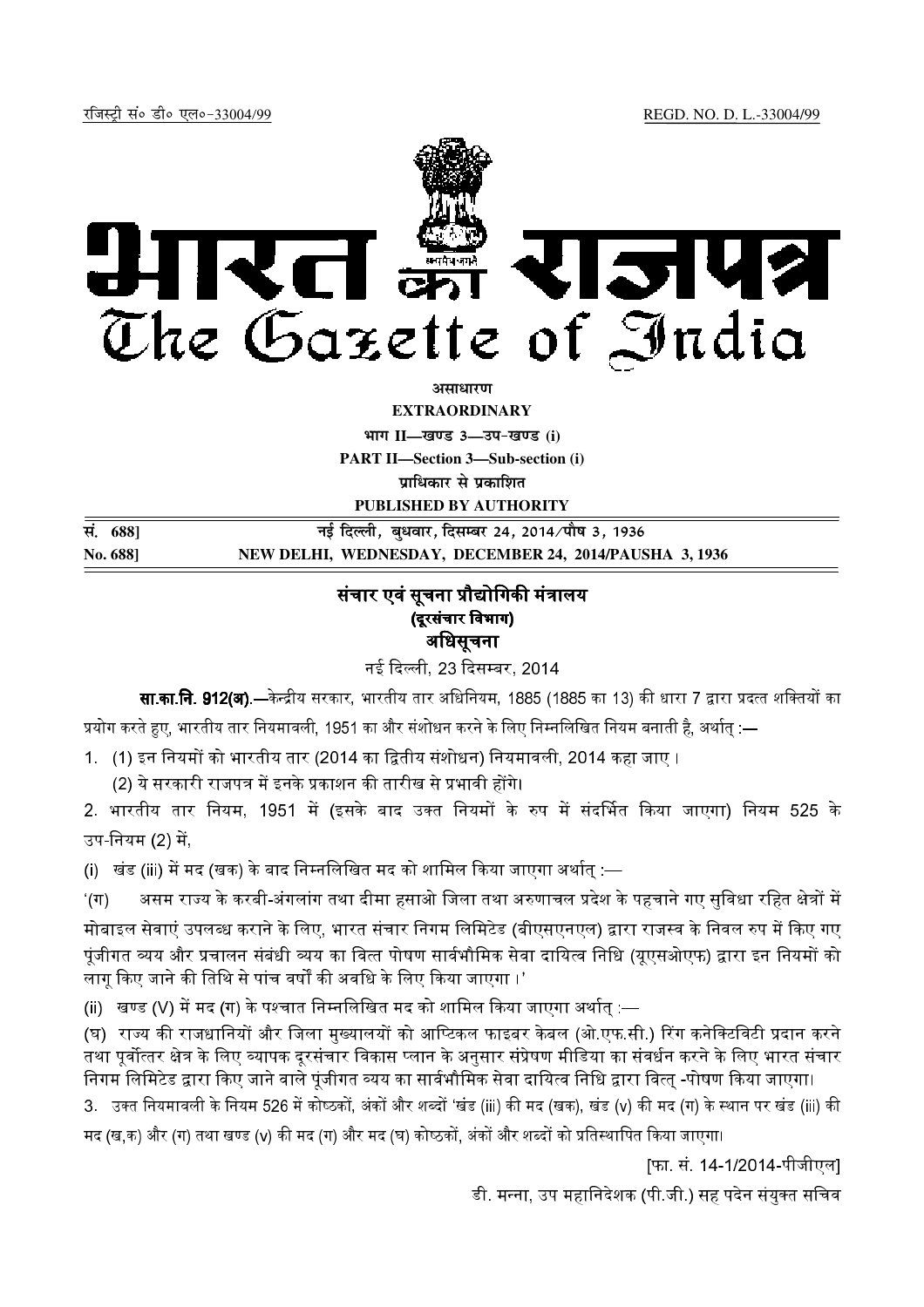रजिस्ट्री सं० डी० एल०-33004/99 REGD. NO. D. L.-33004/99

# भारत का राजपत्र
# The Gazette of India

**असाधारण**

**EXTRAORDINARY**

**भाग II—खण्ड 3—उप-खण्ड (i)**

**PART II—Section 3—Sub-section (i)**

**प्राधिकार से प्रकाशित**

**PUBLISHED BY AUTHORITY**

| | |
|---|---|
| **सं. 688]** | **नई दिल्ली, बुधवार, दिसम्बर 24, 2014/पौष 3, 1936** |
| **No. 688]** | **NEW DELHI, WEDNESDAY, DECEMBER 24, 2014/PAUSHA 3, 1936** |

## संचार एवं सूचना प्रौद्योगिकी मंत्रालय
## (दूरसंचार विभाग)
## अधिसूचना

नई दिल्ली, 23 दिसम्बर, 2014

**सा.का.नि. 912(अ).**—केन्द्रीय सरकार, भारतीय तार अधिनियम, 1885 (1885 का 13) की धारा 7 द्वारा प्रदत्त शक्तियों का प्रयोग करते हुए, भारतीय तार नियमावली, 1951 का और संशोधन करने के लिए निम्नलिखित नियम बनाती है, अर्थात् :—

1. (1) इन नियमों को भारतीय तार (2014 का द्वितीय संशोधन) नियमावली, 2014 कहा जाए ।

   (2) ये सरकारी राजपत्र में इनके प्रकाशन की तारीख से प्रभावी होंगे।

2. भारतीय तार नियम, 1951 में (इसके बाद उक्त नियमों के रुप में संदर्भित किया जाएगा) नियम 525 के उप-नियम (2) में,

(i) खंड (iii) में मद (खक) के बाद निम्नलिखित मद को शामिल किया जाएगा अर्थात् :—

'(ग) असम राज्य के करबी-अंगलांग तथा दीमा हसाओ जिला तथा अरुणाचल प्रदेश के पहचाने गए सुविधा रहित क्षेत्रों में मोबाइल सेवाएं उपलब्ध कराने के लिए, भारत संचार निगम लिमिटेड (बीएसएनएल) द्वारा राजस्व के निवल रुप में किए गए पूंजीगत व्यय और प्रचालन संबंधी व्यय का वित्त पोषण सार्वभौमिक सेवा दायित्व निधि (यूएसओएफ) द्वारा इन नियमों को लागू किए जाने की तिथि से पांच वर्षों की अवधि के लिए किया जाएगा ।'

(ii) खण्ड (V) में मद (ग) के पश्चात निम्नलिखित मद को शामिल किया जाएगा अर्थात् :—

(घ) राज्य की राजधानियों और जिला मुख्यालयों को आप्टिकल फाइबर केबल (ओ.एफ.सी.) रिंग कनेक्टिविटी प्रदान करने तथा पूर्वोत्तर क्षेत्र के लिए व्यापक दूरसंचार विकास प्लान के अनुसार संप्रेषण मीडिया का संवर्धन करने के लिए भारत संचार निगम लिमिटेड द्वारा किए जाने वाले पूंजीगत व्यय का सार्वभौमिक सेवा दायित्व निधि द्वारा वित्त् -पोषण किया जाएगा।

3. उक्त नियमावली के नियम 526 में कोष्ठकों, अंकों और शब्दों 'खंड (iii) की मद (खक), खंड (v) की मद (ग) के स्थान पर खंड (iii) की मद (ख,क) और (ग) तथा खण्ड (v) की मद (ग) और मद (घ) कोष्ठकों, अंकों और शब्दों को प्रतिस्थापित किया जाएगा।

[फा. सं. 14-1/2014-पीजीएल]

डी. मन्ना, उप महानिदेशक (पी.जी.) सह पदेन संयुक्त सचिव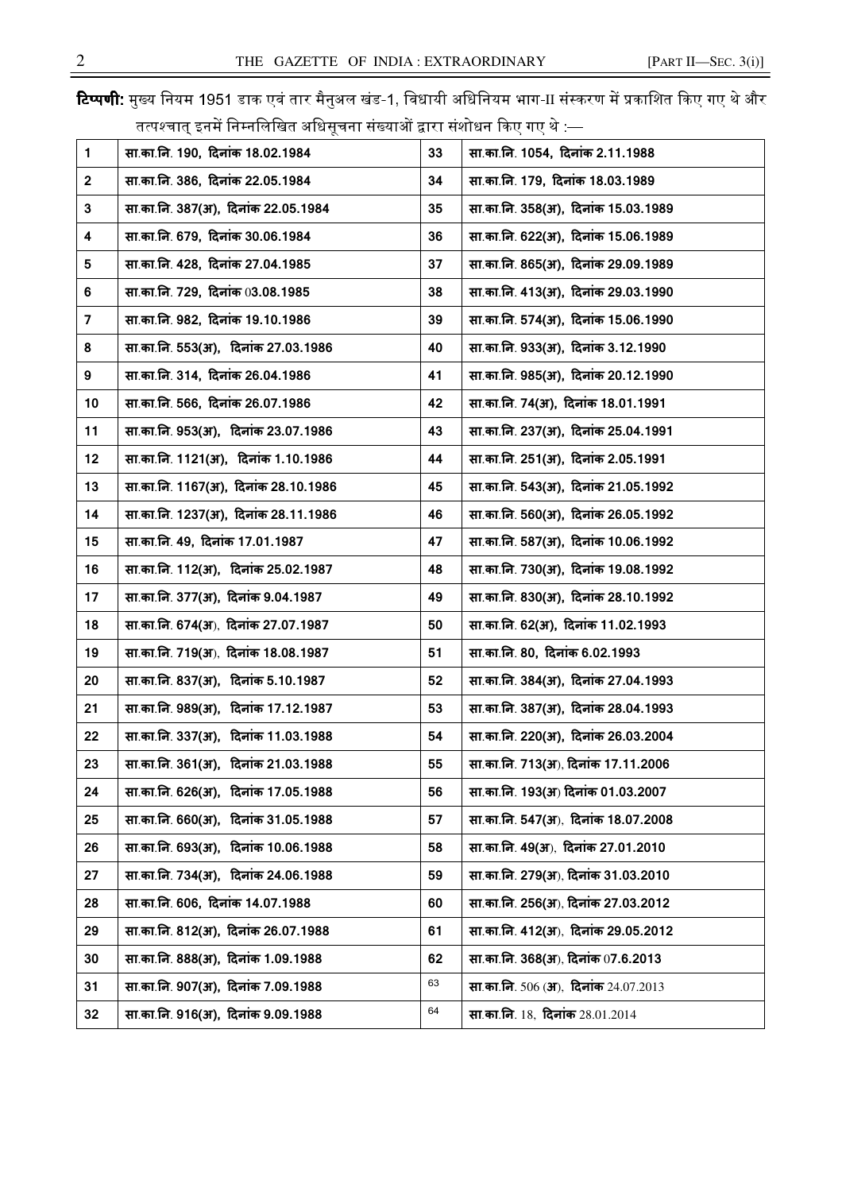**टिप्पणी:** मुख्य नियम 1951 डाक एवं तार मैनुअल खंड-1, विधायी अधिनियम भाग-II संस्करण में प्रकाशित किए गए थे और तत्पश्चात् इनमें निम्नलिखित अधिसूचना संख्याओं द्वारा संशोधन किए गए थे :—

| | | | |
|---|---|---|---|
| 1 | सा.का.नि. 190, दिनांक 18.02.1984 | 33 | सा.का.नि. 1054, दिनांक 2.11.1988 |
| 2 | सा.का.नि. 386, दिनांक 22.05.1984 | 34 | सा.का.नि. 179, दिनांक 18.03.1989 |
| 3 | सा.का.नि. 387(अ), दिनांक 22.05.1984 | 35 | सा.का.नि. 358(अ), दिनांक 15.03.1989 |
| 4 | सा.का.नि. 679, दिनांक 30.06.1984 | 36 | सा.का.नि. 622(अ), दिनांक 15.06.1989 |
| 5 | सा.का.नि. 428, दिनांक 27.04.1985 | 37 | सा.का.नि. 865(अ), दिनांक 29.09.1989 |
| 6 | सा.का.नि. 729, दिनांक 03.08.1985 | 38 | सा.का.नि. 413(अ), दिनांक 29.03.1990 |
| 7 | सा.का.नि. 982, दिनांक 19.10.1986 | 39 | सा.का.नि. 574(अ), दिनांक 15.06.1990 |
| 8 | सा.का.नि. 553(अ), दिनांक 27.03.1986 | 40 | सा.का.नि. 933(अ), दिनांक 3.12.1990 |
| 9 | सा.का.नि. 314, दिनांक 26.04.1986 | 41 | सा.का.नि. 985(अ), दिनांक 20.12.1990 |
| 10 | सा.का.नि. 566, दिनांक 26.07.1986 | 42 | सा.का.नि. 74(अ), दिनांक 18.01.1991 |
| 11 | सा.का.नि. 953(अ), दिनांक 23.07.1986 | 43 | सा.का.नि. 237(अ), दिनांक 25.04.1991 |
| 12 | सा.का.नि. 1121(अ), दिनांक 1.10.1986 | 44 | सा.का.नि. 251(अ), दिनांक 2.05.1991 |
| 13 | सा.का.नि. 1167(अ), दिनांक 28.10.1986 | 45 | सा.का.नि. 543(अ), दिनांक 21.05.1992 |
| 14 | सा.का.नि. 1237(अ), दिनांक 28.11.1986 | 46 | सा.का.नि. 560(अ), दिनांक 26.05.1992 |
| 15 | सा.का.नि. 49, दिनांक 17.01.1987 | 47 | सा.का.नि. 587(अ), दिनांक 10.06.1992 |
| 16 | सा.का.नि. 112(अ), दिनांक 25.02.1987 | 48 | सा.का.नि. 730(अ), दिनांक 19.08.1992 |
| 17 | सा.का.नि. 377(अ), दिनांक 9.04.1987 | 49 | सा.का.नि. 830(अ), दिनांक 28.10.1992 |
| 18 | सा.का.नि. 674(अ), दिनांक 27.07.1987 | 50 | सा.का.नि. 62(अ), दिनांक 11.02.1993 |
| 19 | सा.का.नि. 719(अ), दिनांक 18.08.1987 | 51 | सा.का.नि. 80, दिनांक 6.02.1993 |
| 20 | सा.का.नि. 837(अ), दिनांक 5.10.1987 | 52 | सा.का.नि. 384(अ), दिनांक 27.04.1993 |
| 21 | सा.का.नि. 989(अ), दिनांक 17.12.1987 | 53 | सा.का.नि. 387(अ), दिनांक 28.04.1993 |
| 22 | सा.का.नि. 337(अ), दिनांक 11.03.1988 | 54 | सा.का.नि. 220(अ), दिनांक 26.03.2004 |
| 23 | सा.का.नि. 361(अ), दिनांक 21.03.1988 | 55 | सा.का.नि. 713(अ), दिनांक 17.11.2006 |
| 24 | सा.का.नि. 626(अ), दिनांक 17.05.1988 | 56 | सा.का.नि. 193(अ) दिनांक 01.03.2007 |
| 25 | सा.का.नि. 660(अ), दिनांक 31.05.1988 | 57 | सा.का.नि. 547(अ), दिनांक 18.07.2008 |
| 26 | सा.का.नि. 693(अ), दिनांक 10.06.1988 | 58 | सा.का.नि. 49(अ), दिनांक 27.01.2010 |
| 27 | सा.का.नि. 734(अ), दिनांक 24.06.1988 | 59 | सा.का.नि. 279(अ), दिनांक 31.03.2010 |
| 28 | सा.का.नि. 606, दिनांक 14.07.1988 | 60 | सा.का.नि. 256(अ), दिनांक 27.03.2012 |
| 29 | सा.का.नि. 812(अ), दिनांक 26.07.1988 | 61 | सा.का.नि. 412(अ), दिनांक 29.05.2012 |
| 30 | सा.का.नि. 888(अ), दिनांक 1.09.1988 | 62 | सा.का.नि. 368(अ), दिनांक 07.6.2013 |
| 31 | सा.का.नि. 907(अ), दिनांक 7.09.1988 | 63 | सा.का.नि. 506 (अ), दिनांक 24.07.2013 |
| 32 | सा.का.नि. 916(अ), दिनांक 9.09.1988 | 64 | सा.का.नि. 18, दिनांक 28.01.2014 |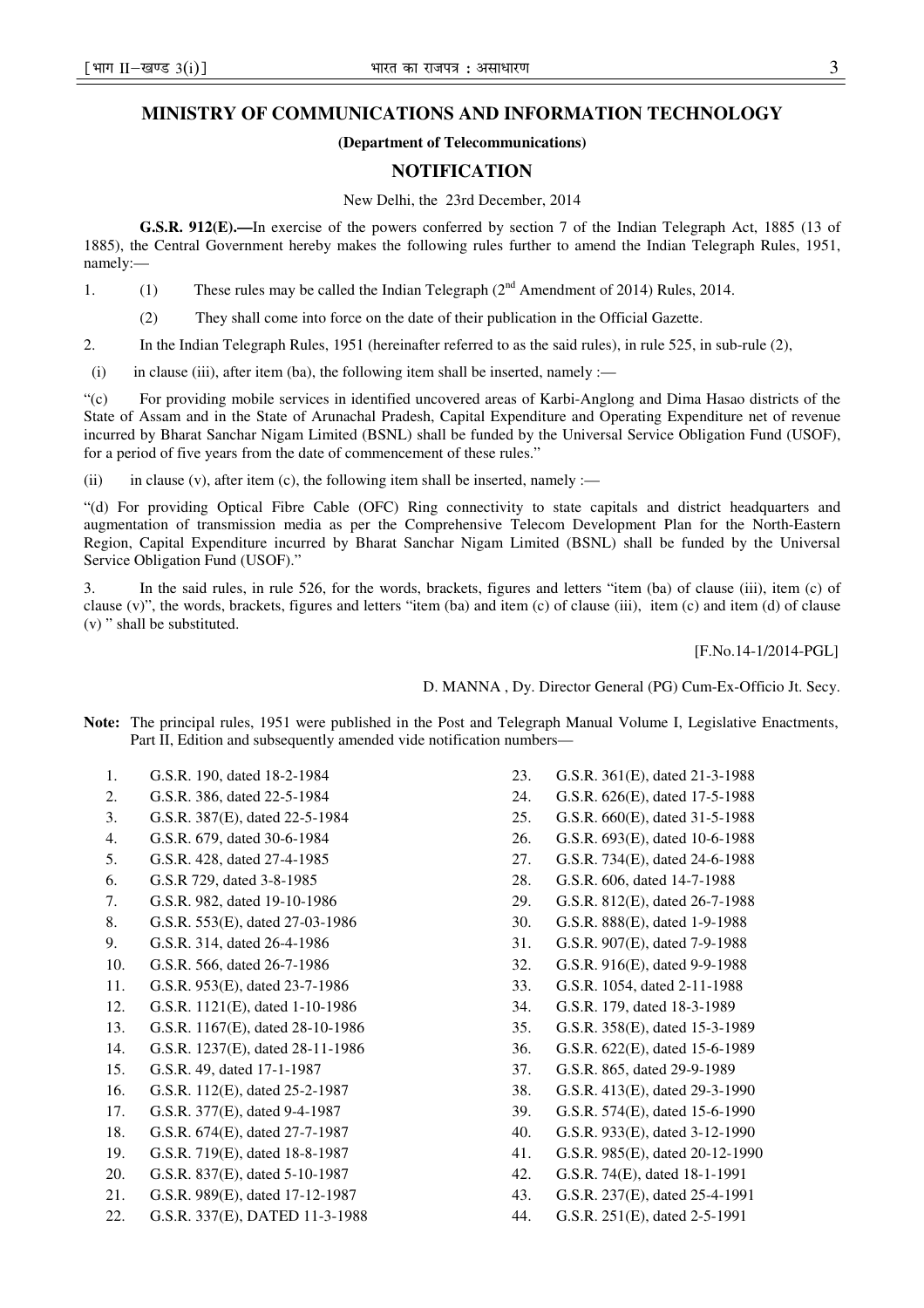## MINISTRY OF COMMUNICATIONS AND INFORMATION TECHNOLOGY

**(Department of Telecommunications)**

## NOTIFICATION

New Delhi, the 23rd December, 2014

**G.S.R. 912(E).—**In exercise of the powers conferred by section 7 of the Indian Telegraph Act, 1885 (13 of 1885), the Central Government hereby makes the following rules further to amend the Indian Telegraph Rules, 1951, namely:—

1. (1) These rules may be called the Indian Telegraph (2nd Amendment of 2014) Rules, 2014.

   (2) They shall come into force on the date of their publication in the Official Gazette.

2. In the Indian Telegraph Rules, 1951 (hereinafter referred to as the said rules), in rule 525, in sub-rule (2),

(i) in clause (iii), after item (ba), the following item shall be inserted, namely :—

"(c) For providing mobile services in identified uncovered areas of Karbi-Anglong and Dima Hasao districts of the State of Assam and in the State of Arunachal Pradesh, Capital Expenditure and Operating Expenditure net of revenue incurred by Bharat Sanchar Nigam Limited (BSNL) shall be funded by the Universal Service Obligation Fund (USOF), for a period of five years from the date of commencement of these rules."

(ii) in clause (v), after item (c), the following item shall be inserted, namely :—

"(d) For providing Optical Fibre Cable (OFC) Ring connectivity to state capitals and district headquarters and augmentation of transmission media as per the Comprehensive Telecom Development Plan for the North-Eastern Region, Capital Expenditure incurred by Bharat Sanchar Nigam Limited (BSNL) shall be funded by the Universal Service Obligation Fund (USOF)."

3. In the said rules, in rule 526, for the words, brackets, figures and letters "item (ba) of clause (iii), item (c) of clause (v)", the words, brackets, figures and letters "item (ba) and item (c) of clause (iii), item (c) and item (d) of clause (v) " shall be substituted.

[F.No.14-1/2014-PGL]

D. MANNA , Dy. Director General (PG) Cum-Ex-Officio Jt. Secy.

**Note:** The principal rules, 1951 were published in the Post and Telegraph Manual Volume I, Legislative Enactments, Part II, Edition and subsequently amended vide notification numbers—

1. G.S.R. 190, dated 18-2-1984
2. G.S.R. 386, dated 22-5-1984
3. G.S.R. 387(E), dated 22-5-1984
4. G.S.R. 679, dated 30-6-1984
5. G.S.R. 428, dated 27-4-1985
6. G.S.R 729, dated 3-8-1985
7. G.S.R. 982, dated 19-10-1986
8. G.S.R. 553(E), dated 27-03-1986
9. G.S.R. 314, dated 26-4-1986
10. G.S.R. 566, dated 26-7-1986
11. G.S.R. 953(E), dated 23-7-1986
12. G.S.R. 1121(E), dated 1-10-1986
13. G.S.R. 1167(E), dated 28-10-1986
14. G.S.R. 1237(E), dated 28-11-1986
15. G.S.R. 49, dated 17-1-1987
16. G.S.R. 112(E), dated 25-2-1987
17. G.S.R. 377(E), dated 9-4-1987
18. G.S.R. 674(E), dated 27-7-1987
19. G.S.R. 719(E), dated 18-8-1987
20. G.S.R. 837(E), dated 5-10-1987
21. G.S.R. 989(E), dated 17-12-1987
22. G.S.R. 337(E), DATED 11-3-1988
23. G.S.R. 361(E), dated 21-3-1988
24. G.S.R. 626(E), dated 17-5-1988
25. G.S.R. 660(E), dated 31-5-1988
26. G.S.R. 693(E), dated 10-6-1988
27. G.S.R. 734(E), dated 24-6-1988
28. G.S.R. 606, dated 14-7-1988
29. G.S.R. 812(E), dated 26-7-1988
30. G.S.R. 888(E), dated 1-9-1988
31. G.S.R. 907(E), dated 7-9-1988
32. G.S.R. 916(E), dated 9-9-1988
33. G.S.R. 1054, dated 2-11-1988
34. G.S.R. 179, dated 18-3-1989
35. G.S.R. 358(E), dated 15-3-1989
36. G.S.R. 622(E), dated 15-6-1989
37. G.S.R. 865, dated 29-9-1989
38. G.S.R. 413(E), dated 29-3-1990
39. G.S.R. 574(E), dated 15-6-1990
40. G.S.R. 933(E), dated 3-12-1990
41. G.S.R. 985(E), dated 20-12-1990
42. G.S.R. 74(E), dated 18-1-1991
43. G.S.R. 237(E), dated 25-4-1991
44. G.S.R. 251(E), dated 2-5-1991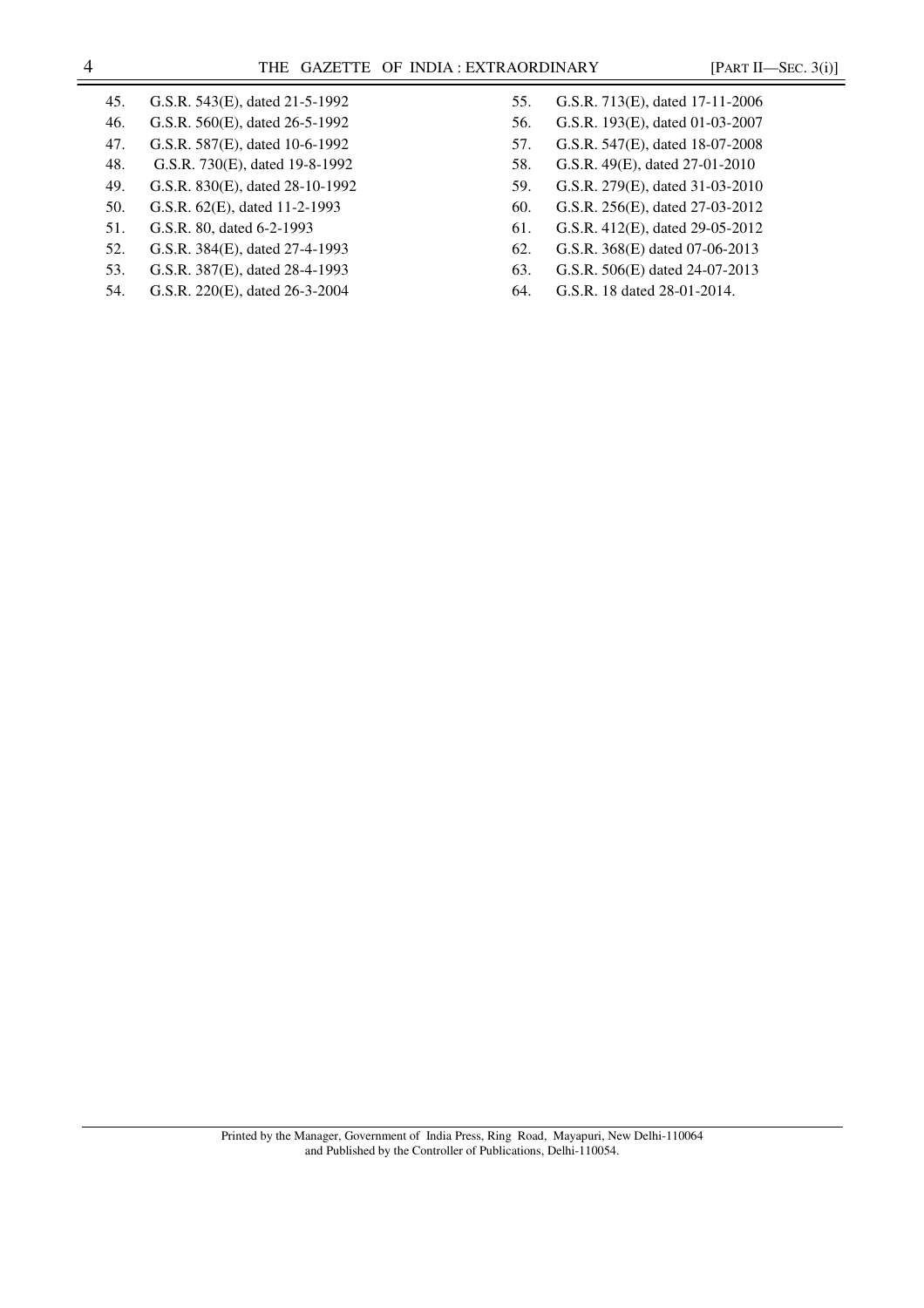45. G.S.R. 543(E), dated 21-5-1992
46. G.S.R. 560(E), dated 26-5-1992
47. G.S.R. 587(E), dated 10-6-1992
48. G.S.R. 730(E), dated 19-8-1992
49. G.S.R. 830(E), dated 28-10-1992
50. G.S.R. 62(E), dated 11-2-1993
51. G.S.R. 80, dated 6-2-1993
52. G.S.R. 384(E), dated 27-4-1993
53. G.S.R. 387(E), dated 28-4-1993
54. G.S.R. 220(E), dated 26-3-2004
55. G.S.R. 713(E), dated 17-11-2006
56. G.S.R. 193(E), dated 01-03-2007
57. G.S.R. 547(E), dated 18-07-2008
58. G.S.R. 49(E), dated 27-01-2010
59. G.S.R. 279(E), dated 31-03-2010
60. G.S.R. 256(E), dated 27-03-2012
61. G.S.R. 412(E), dated 29-05-2012
62. G.S.R. 368(E) dated 07-06-2013
63. G.S.R. 506(E) dated 24-07-2013
64. G.S.R. 18 dated 28-01-2014.

Printed by the Manager, Government of India Press, Ring Road, Mayapuri, New Delhi-110064
and Published by the Controller of Publications, Delhi-110054.